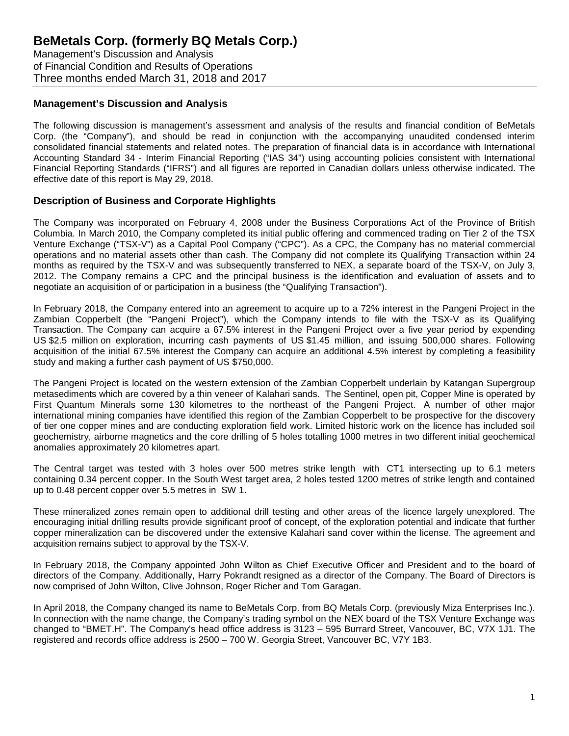# BeMetals Corp. (formerly BQ Metals Corp.)

Management's Discussion and Analysis
of Financial Condition and Results of Operations
Three months ended March 31, 2018 and 2017

## Management's Discussion and Analysis

The following discussion is management's assessment and analysis of the results and financial condition of BeMetals Corp. (the "Company"), and should be read in conjunction with the accompanying unaudited condensed interim consolidated financial statements and related notes. The preparation of financial data is in accordance with International Accounting Standard 34 - Interim Financial Reporting ("IAS 34") using accounting policies consistent with International Financial Reporting Standards ("IFRS") and all figures are reported in Canadian dollars unless otherwise indicated. The effective date of this report is May 29, 2018.

## Description of Business and Corporate Highlights

The Company was incorporated on February 4, 2008 under the Business Corporations Act of the Province of British Columbia. In March 2010, the Company completed its initial public offering and commenced trading on Tier 2 of the TSX Venture Exchange ("TSX-V") as a Capital Pool Company ("CPC"). As a CPC, the Company has no material commercial operations and no material assets other than cash. The Company did not complete its Qualifying Transaction within 24 months as required by the TSX-V and was subsequently transferred to NEX, a separate board of the TSX-V, on July 3, 2012. The Company remains a CPC and the principal business is the identification and evaluation of assets and to negotiate an acquisition of or participation in a business (the "Qualifying Transaction").

In February 2018, the Company entered into an agreement to acquire up to a 72% interest in the Pangeni Project in the Zambian Copperbelt (the "Pangeni Project"), which the Company intends to file with the TSX-V as its Qualifying Transaction. The Company can acquire a 67.5% interest in the Pangeni Project over a five year period by expending US $2.5 million on exploration, incurring cash payments of US $1.45 million, and issuing 500,000 shares. Following acquisition of the initial 67.5% interest the Company can acquire an additional 4.5% interest by completing a feasibility study and making a further cash payment of US $750,000.

The Pangeni Project is located on the western extension of the Zambian Copperbelt underlain by Katangan Supergroup metasediments which are covered by a thin veneer of Kalahari sands. The Sentinel, open pit, Copper Mine is operated by First Quantum Minerals some 130 kilometres to the northeast of the Pangeni Project. A number of other major international mining companies have identified this region of the Zambian Copperbelt to be prospective for the discovery of tier one copper mines and are conducting exploration field work. Limited historic work on the licence has included soil geochemistry, airborne magnetics and the core drilling of 5 holes totalling 1000 metres in two different initial geochemical anomalies approximately 20 kilometres apart.

The Central target was tested with 3 holes over 500 metres strike length with CT1 intersecting up to 6.1 meters containing 0.34 percent copper. In the South West target area, 2 holes tested 1200 metres of strike length and contained up to 0.48 percent copper over 5.5 metres in SW 1.

These mineralized zones remain open to additional drill testing and other areas of the licence largely unexplored. The encouraging initial drilling results provide significant proof of concept, of the exploration potential and indicate that further copper mineralization can be discovered under the extensive Kalahari sand cover within the license. The agreement and acquisition remains subject to approval by the TSX-V.

In February 2018, the Company appointed John Wilton as Chief Executive Officer and President and to the board of directors of the Company. Additionally, Harry Pokrandt resigned as a director of the Company. The Board of Directors is now comprised of John Wilton, Clive Johnson, Roger Richer and Tom Garagan.

In April 2018, the Company changed its name to BeMetals Corp. from BQ Metals Corp. (previously Miza Enterprises Inc.). In connection with the name change, the Company's trading symbol on the NEX board of the TSX Venture Exchange was changed to "BMET.H". The Company's head office address is 3123 – 595 Burrard Street, Vancouver, BC, V7X 1J1. The registered and records office address is 2500 – 700 W. Georgia Street, Vancouver BC, V7Y 1B3.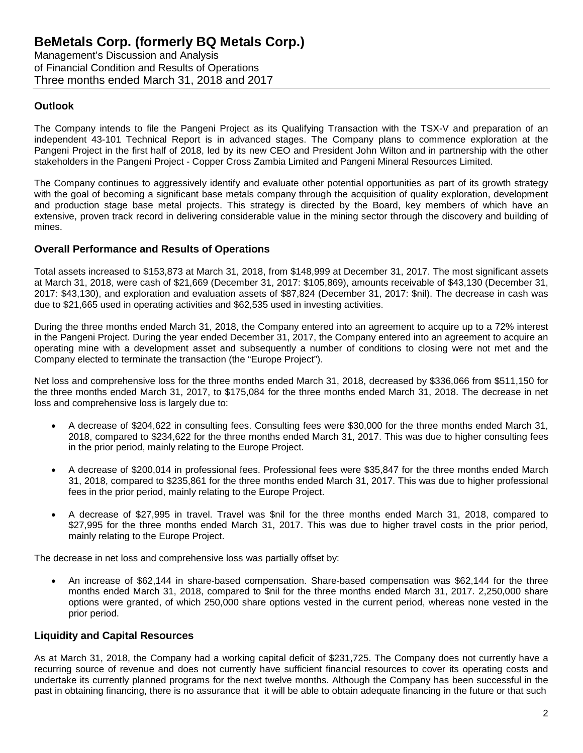## Outlook

The Company intends to file the Pangeni Project as its Qualifying Transaction with the TSX-V and preparation of an independent 43-101 Technical Report is in advanced stages. The Company plans to commence exploration at the Pangeni Project in the first half of 2018, led by its new CEO and President John Wilton and in partnership with the other stakeholders in the Pangeni Project - Copper Cross Zambia Limited and Pangeni Mineral Resources Limited.

The Company continues to aggressively identify and evaluate other potential opportunities as part of its growth strategy with the goal of becoming a significant base metals company through the acquisition of quality exploration, development and production stage base metal projects. This strategy is directed by the Board, key members of which have an extensive, proven track record in delivering considerable value in the mining sector through the discovery and building of mines.

## Overall Performance and Results of Operations

Total assets increased to $153,873 at March 31, 2018, from $148,999 at December 31, 2017. The most significant assets at March 31, 2018, were cash of $21,669 (December 31, 2017: $105,869), amounts receivable of $43,130 (December 31, 2017: $43,130), and exploration and evaluation assets of $87,824 (December 31, 2017: $nil). The decrease in cash was due to $21,665 used in operating activities and $62,535 used in investing activities.

During the three months ended March 31, 2018, the Company entered into an agreement to acquire up to a 72% interest in the Pangeni Project. During the year ended December 31, 2017, the Company entered into an agreement to acquire an operating mine with a development asset and subsequently a number of conditions to closing were not met and the Company elected to terminate the transaction (the "Europe Project").

Net loss and comprehensive loss for the three months ended March 31, 2018, decreased by $336,066 from $511,150 for the three months ended March 31, 2017, to $175,084 for the three months ended March 31, 2018. The decrease in net loss and comprehensive loss is largely due to:

- A decrease of $204,622 in consulting fees. Consulting fees were $30,000 for the three months ended March 31, 2018, compared to $234,622 for the three months ended March 31, 2017. This was due to higher consulting fees in the prior period, mainly relating to the Europe Project.
- A decrease of $200,014 in professional fees. Professional fees were $35,847 for the three months ended March 31, 2018, compared to $235,861 for the three months ended March 31, 2017. This was due to higher professional fees in the prior period, mainly relating to the Europe Project.
- A decrease of $27,995 in travel. Travel was $nil for the three months ended March 31, 2018, compared to $27,995 for the three months ended March 31, 2017. This was due to higher travel costs in the prior period, mainly relating to the Europe Project.

The decrease in net loss and comprehensive loss was partially offset by:

- An increase of $62,144 in share-based compensation. Share-based compensation was $62,144 for the three months ended March 31, 2018, compared to $nil for the three months ended March 31, 2017. 2,250,000 share options were granted, of which 250,000 share options vested in the current period, whereas none vested in the prior period.

## Liquidity and Capital Resources

As at March 31, 2018, the Company had a working capital deficit of $231,725. The Company does not currently have a recurring source of revenue and does not currently have sufficient financial resources to cover its operating costs and undertake its currently planned programs for the next twelve months. Although the Company has been successful in the past in obtaining financing, there is no assurance that it will be able to obtain adequate financing in the future or that such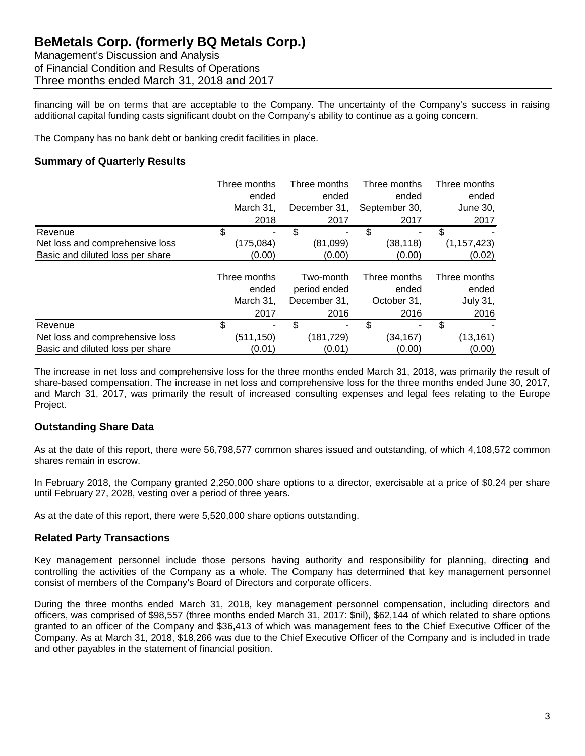financing will be on terms that are acceptable to the Company. The uncertainty of the Company's success in raising additional capital funding casts significant doubt on the Company's ability to continue as a going concern.

The Company has no bank debt or banking credit facilities in place.

## Summary of Quarterly Results

| | Three months ended March 31, 2018 | Three months ended December 31, 2017 | Three months ended September 30, 2017 | Three months ended June 30, 2017 |
|---|---|---|---|---|
| Revenue | $ - | $ - | $ - | $ - |
| Net loss and comprehensive loss | (175,084) | (81,099) | (38,118) | (1,157,423) |
| Basic and diluted loss per share | (0.00) | (0.00) | (0.00) | (0.02) |

| | Three months ended March 31, 2017 | Two-month period ended December 31, 2016 | Three months ended October 31, 2016 | Three months ended July 31, 2016 |
|---|---|---|---|---|
| Revenue | $ - | $ - | $ - | $ - |
| Net loss and comprehensive loss | (511,150) | (181,729) | (34,167) | (13,161) |
| Basic and diluted loss per share | (0.01) | (0.01) | (0.00) | (0.00) |

The increase in net loss and comprehensive loss for the three months ended March 31, 2018, was primarily the result of share-based compensation. The increase in net loss and comprehensive loss for the three months ended June 30, 2017, and March 31, 2017, was primarily the result of increased consulting expenses and legal fees relating to the Europe Project.

## Outstanding Share Data

As at the date of this report, there were 56,798,577 common shares issued and outstanding, of which 4,108,572 common shares remain in escrow.

In February 2018, the Company granted 2,250,000 share options to a director, exercisable at a price of $0.24 per share until February 27, 2028, vesting over a period of three years.

As at the date of this report, there were 5,520,000 share options outstanding.

## Related Party Transactions

Key management personnel include those persons having authority and responsibility for planning, directing and controlling the activities of the Company as a whole. The Company has determined that key management personnel consist of members of the Company's Board of Directors and corporate officers.

During the three months ended March 31, 2018, key management personnel compensation, including directors and officers, was comprised of $98,557 (three months ended March 31, 2017: $nil), $62,144 of which related to share options granted to an officer of the Company and $36,413 of which was management fees to the Chief Executive Officer of the Company. As at March 31, 2018, $18,266 was due to the Chief Executive Officer of the Company and is included in trade and other payables in the statement of financial position.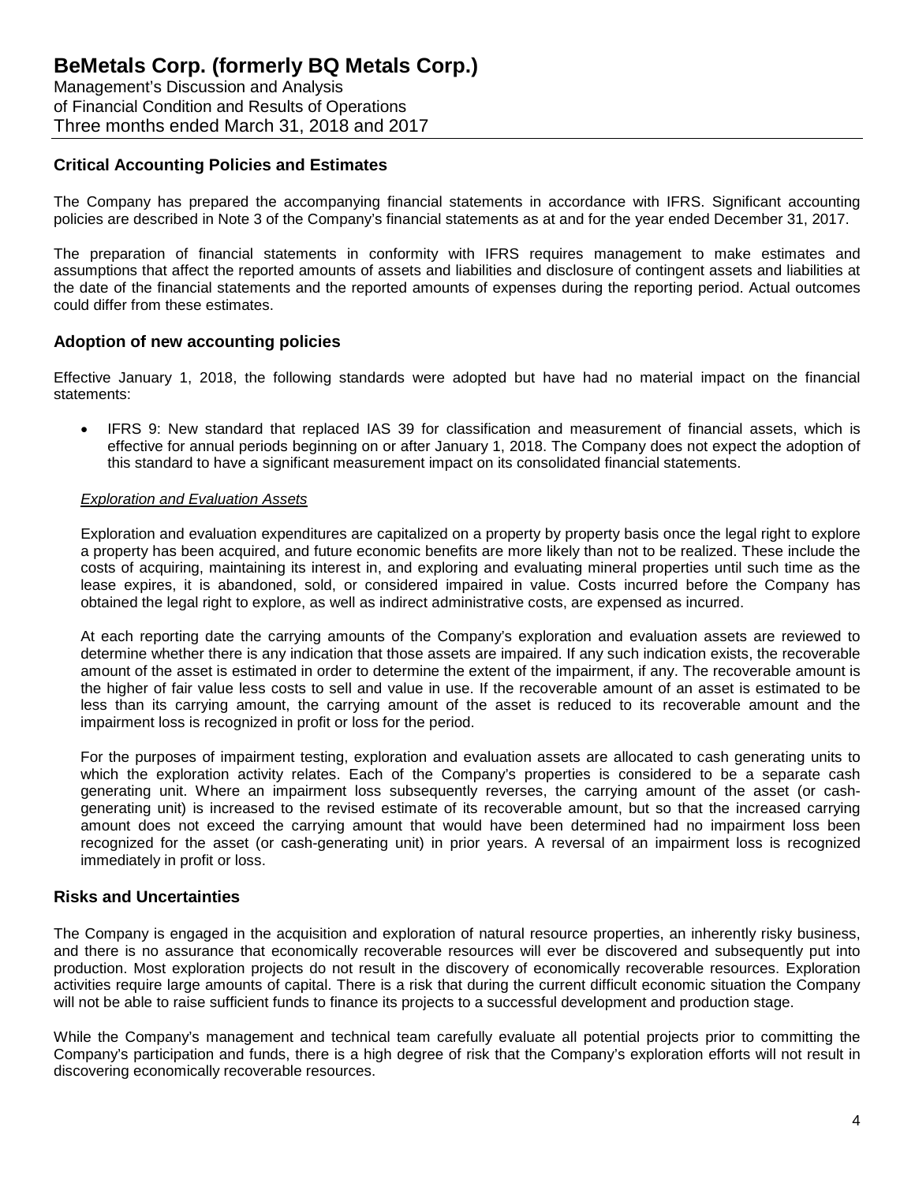## Critical Accounting Policies and Estimates

The Company has prepared the accompanying financial statements in accordance with IFRS. Significant accounting policies are described in Note 3 of the Company's financial statements as at and for the year ended December 31, 2017.

The preparation of financial statements in conformity with IFRS requires management to make estimates and assumptions that affect the reported amounts of assets and liabilities and disclosure of contingent assets and liabilities at the date of the financial statements and the reported amounts of expenses during the reporting period. Actual outcomes could differ from these estimates.

## Adoption of new accounting policies

Effective January 1, 2018, the following standards were adopted but have had no material impact on the financial statements:

- IFRS 9: New standard that replaced IAS 39 for classification and measurement of financial assets, which is effective for annual periods beginning on or after January 1, 2018. The Company does not expect the adoption of this standard to have a significant measurement impact on its consolidated financial statements.

*Exploration and Evaluation Assets*

Exploration and evaluation expenditures are capitalized on a property by property basis once the legal right to explore a property has been acquired, and future economic benefits are more likely than not to be realized. These include the costs of acquiring, maintaining its interest in, and exploring and evaluating mineral properties until such time as the lease expires, it is abandoned, sold, or considered impaired in value. Costs incurred before the Company has obtained the legal right to explore, as well as indirect administrative costs, are expensed as incurred.

At each reporting date the carrying amounts of the Company's exploration and evaluation assets are reviewed to determine whether there is any indication that those assets are impaired. If any such indication exists, the recoverable amount of the asset is estimated in order to determine the extent of the impairment, if any. The recoverable amount is the higher of fair value less costs to sell and value in use. If the recoverable amount of an asset is estimated to be less than its carrying amount, the carrying amount of the asset is reduced to its recoverable amount and the impairment loss is recognized in profit or loss for the period.

For the purposes of impairment testing, exploration and evaluation assets are allocated to cash generating units to which the exploration activity relates. Each of the Company's properties is considered to be a separate cash generating unit. Where an impairment loss subsequently reverses, the carrying amount of the asset (or cash-generating unit) is increased to the revised estimate of its recoverable amount, but so that the increased carrying amount does not exceed the carrying amount that would have been determined had no impairment loss been recognized for the asset (or cash-generating unit) in prior years. A reversal of an impairment loss is recognized immediately in profit or loss.

## Risks and Uncertainties

The Company is engaged in the acquisition and exploration of natural resource properties, an inherently risky business, and there is no assurance that economically recoverable resources will ever be discovered and subsequently put into production. Most exploration projects do not result in the discovery of economically recoverable resources. Exploration activities require large amounts of capital. There is a risk that during the current difficult economic situation the Company will not be able to raise sufficient funds to finance its projects to a successful development and production stage.

While the Company's management and technical team carefully evaluate all potential projects prior to committing the Company's participation and funds, there is a high degree of risk that the Company's exploration efforts will not result in discovering economically recoverable resources.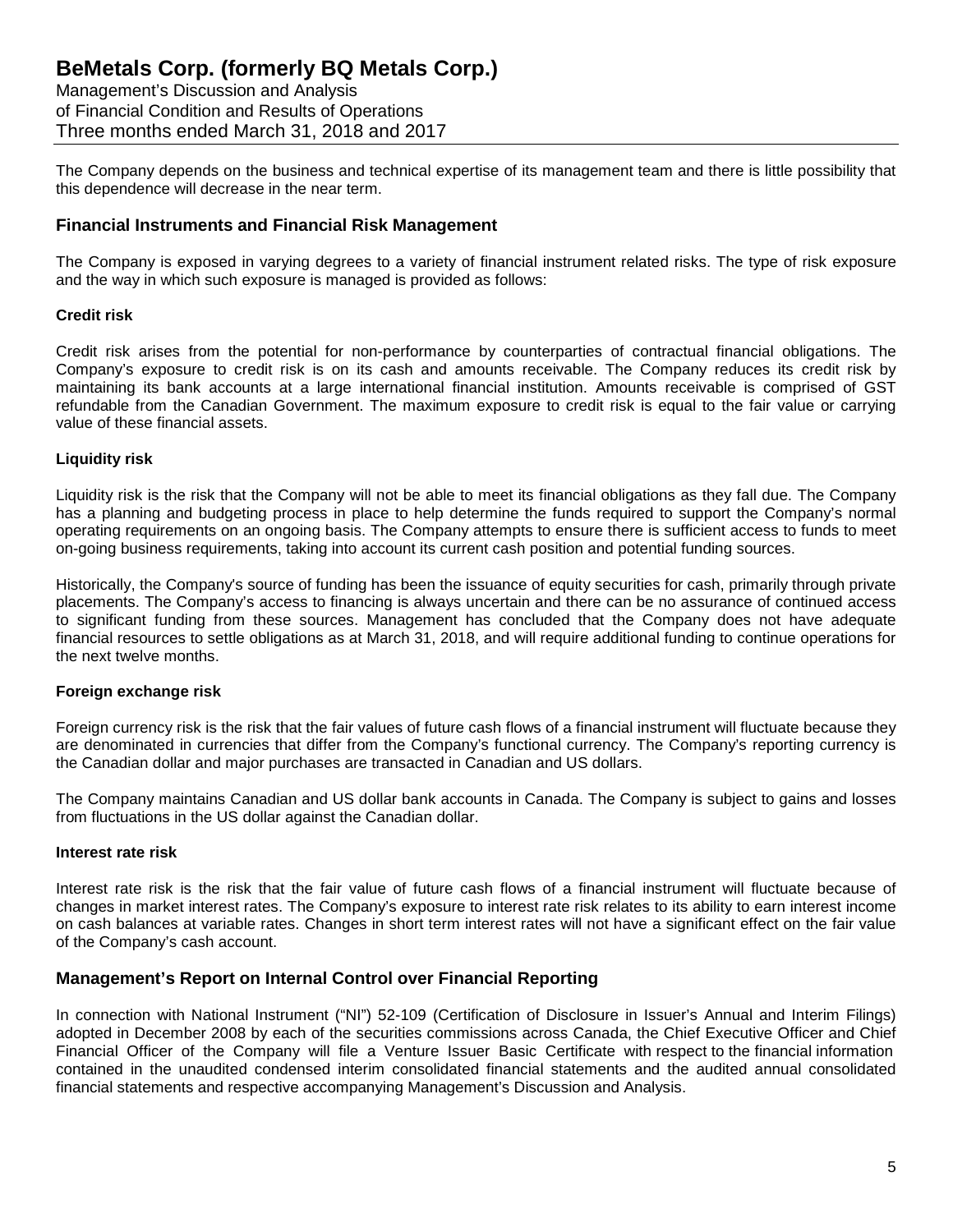The Company depends on the business and technical expertise of its management team and there is little possibility that this dependence will decrease in the near term.

## Financial Instruments and Financial Risk Management

The Company is exposed in varying degrees to a variety of financial instrument related risks. The type of risk exposure and the way in which such exposure is managed is provided as follows:

### Credit risk

Credit risk arises from the potential for non-performance by counterparties of contractual financial obligations. The Company's exposure to credit risk is on its cash and amounts receivable. The Company reduces its credit risk by maintaining its bank accounts at a large international financial institution. Amounts receivable is comprised of GST refundable from the Canadian Government. The maximum exposure to credit risk is equal to the fair value or carrying value of these financial assets.

### Liquidity risk

Liquidity risk is the risk that the Company will not be able to meet its financial obligations as they fall due. The Company has a planning and budgeting process in place to help determine the funds required to support the Company's normal operating requirements on an ongoing basis. The Company attempts to ensure there is sufficient access to funds to meet on-going business requirements, taking into account its current cash position and potential funding sources.

Historically, the Company's source of funding has been the issuance of equity securities for cash, primarily through private placements. The Company's access to financing is always uncertain and there can be no assurance of continued access to significant funding from these sources. Management has concluded that the Company does not have adequate financial resources to settle obligations as at March 31, 2018, and will require additional funding to continue operations for the next twelve months.

### Foreign exchange risk

Foreign currency risk is the risk that the fair values of future cash flows of a financial instrument will fluctuate because they are denominated in currencies that differ from the Company's functional currency. The Company's reporting currency is the Canadian dollar and major purchases are transacted in Canadian and US dollars.

The Company maintains Canadian and US dollar bank accounts in Canada. The Company is subject to gains and losses from fluctuations in the US dollar against the Canadian dollar.

### Interest rate risk

Interest rate risk is the risk that the fair value of future cash flows of a financial instrument will fluctuate because of changes in market interest rates. The Company's exposure to interest rate risk relates to its ability to earn interest income on cash balances at variable rates. Changes in short term interest rates will not have a significant effect on the fair value of the Company's cash account.

## Management's Report on Internal Control over Financial Reporting

In connection with National Instrument ("NI") 52-109 (Certification of Disclosure in Issuer's Annual and Interim Filings) adopted in December 2008 by each of the securities commissions across Canada, the Chief Executive Officer and Chief Financial Officer of the Company will file a Venture Issuer Basic Certificate with respect to the financial information contained in the unaudited condensed interim consolidated financial statements and the audited annual consolidated financial statements and respective accompanying Management's Discussion and Analysis.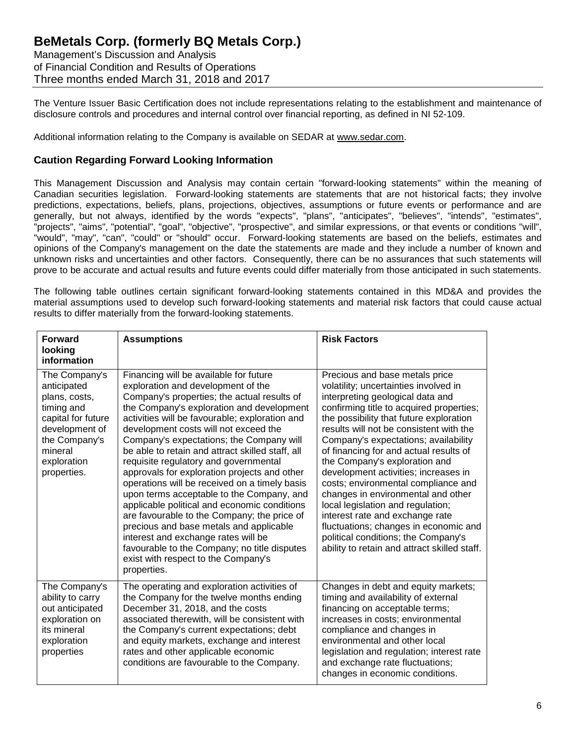The Venture Issuer Basic Certification does not include representations relating to the establishment and maintenance of disclosure controls and procedures and internal control over financial reporting, as defined in NI 52-109.

Additional information relating to the Company is available on SEDAR at www.sedar.com.

## Caution Regarding Forward Looking Information

This Management Discussion and Analysis may contain certain "forward-looking statements" within the meaning of Canadian securities legislation. Forward-looking statements are statements that are not historical facts; they involve predictions, expectations, beliefs, plans, projections, objectives, assumptions or future events or performance and are generally, but not always, identified by the words "expects", "plans", "anticipates", "believes", "intends", "estimates", "projects", "aims", "potential", "goal", "objective", "prospective", and similar expressions, or that events or conditions "will", "would", "may", "can", "could" or "should" occur. Forward-looking statements are based on the beliefs, estimates and opinions of the Company's management on the date the statements are made and they include a number of known and unknown risks and uncertainties and other factors. Consequently, there can be no assurances that such statements will prove to be accurate and actual results and future events could differ materially from those anticipated in such statements.

The following table outlines certain significant forward-looking statements contained in this MD&A and provides the material assumptions used to develop such forward-looking statements and material risk factors that could cause actual results to differ materially from the forward-looking statements.

| Forward looking information | Assumptions | Risk Factors |
|---|---|---|
| The Company's anticipated plans, costs, timing and capital for future development of the Company's mineral exploration properties. | Financing will be available for future exploration and development of the Company's properties; the actual results of the Company's exploration and development activities will be favourable; exploration and development costs will not exceed the Company's expectations; the Company will be able to retain and attract skilled staff, all requisite regulatory and governmental approvals for exploration projects and other operations will be received on a timely basis upon terms acceptable to the Company, and applicable political and economic conditions are favourable to the Company; the price of precious and base metals and applicable interest and exchange rates will be favourable to the Company; no title disputes exist with respect to the Company's properties. | Precious and base metals price volatility; uncertainties involved in interpreting geological data and confirming title to acquired properties; the possibility that future exploration results will not be consistent with the Company's expectations; availability of financing for and actual results of the Company's exploration and development activities; increases in costs; environmental compliance and changes in environmental and other local legislation and regulation; interest rate and exchange rate fluctuations; changes in economic and political conditions; the Company's ability to retain and attract skilled staff. |
| The Company's ability to carry out anticipated exploration on its mineral exploration properties | The operating and exploration activities of the Company for the twelve months ending December 31, 2018, and the costs associated therewith, will be consistent with the Company's current expectations; debt and equity markets, exchange and interest rates and other applicable economic conditions are favourable to the Company. | Changes in debt and equity markets; timing and availability of external financing on acceptable terms; increases in costs; environmental compliance and changes in environmental and other local legislation and regulation; interest rate and exchange rate fluctuations; changes in economic conditions. |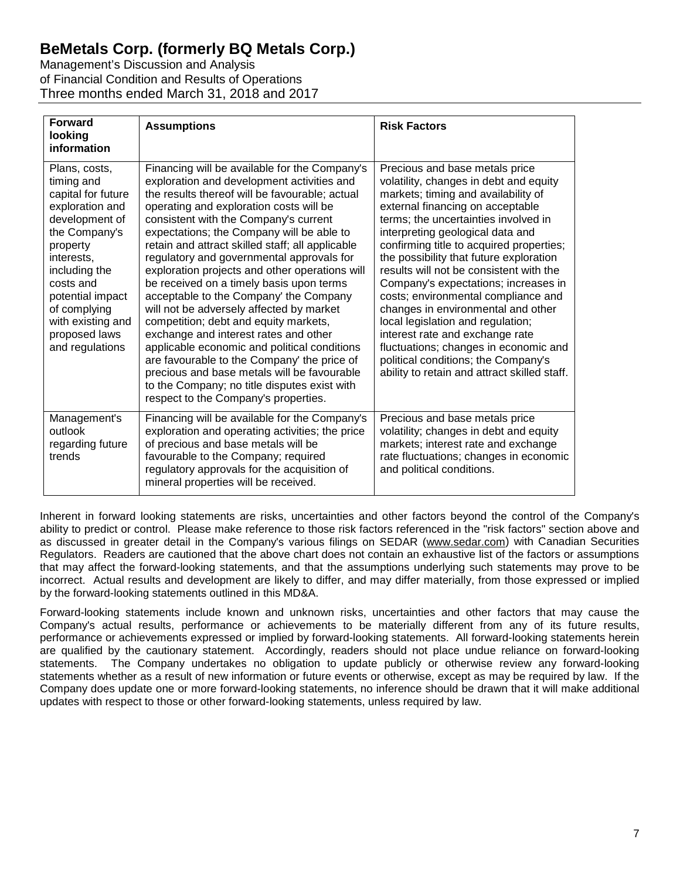| Forward looking information | Assumptions | Risk Factors |
|---|---|---|
| Plans, costs, timing and capital for future exploration and development of the Company's property interests, including the costs and potential impact of complying with existing and proposed laws and regulations | Financing will be available for the Company's exploration and development activities and the results thereof will be favourable; actual operating and exploration costs will be consistent with the Company's current expectations; the Company will be able to retain and attract skilled staff; all applicable regulatory and governmental approvals for exploration projects and other operations will be received on a timely basis upon terms acceptable to the Company' the Company will not be adversely affected by market competition; debt and equity markets, exchange and interest rates and other applicable economic and political conditions are favourable to the Company' the price of precious and base metals will be favourable to the Company; no title disputes exist with respect to the Company's properties. | Precious and base metals price volatility, changes in debt and equity markets; timing and availability of external financing on acceptable terms; the uncertainties involved in interpreting geological data and confirming title to acquired properties; the possibility that future exploration results will not be consistent with the Company's expectations; increases in costs; environmental compliance and changes in environmental and other local legislation and regulation; interest rate and exchange rate fluctuations; changes in economic and political conditions; the Company's ability to retain and attract skilled staff. |
| Management's outlook regarding future trends | Financing will be available for the Company's exploration and operating activities; the price of precious and base metals will be favourable to the Company; required regulatory approvals for the acquisition of mineral properties will be received. | Precious and base metals price volatility; changes in debt and equity markets; interest rate and exchange rate fluctuations; changes in economic and political conditions. |

Inherent in forward looking statements are risks, uncertainties and other factors beyond the control of the Company's ability to predict or control. Please make reference to those risk factors referenced in the "risk factors" section above and as discussed in greater detail in the Company's various filings on SEDAR (www.sedar.com) with Canadian Securities Regulators. Readers are cautioned that the above chart does not contain an exhaustive list of the factors or assumptions that may affect the forward-looking statements, and that the assumptions underlying such statements may prove to be incorrect. Actual results and development are likely to differ, and may differ materially, from those expressed or implied by the forward-looking statements outlined in this MD&A.

Forward-looking statements include known and unknown risks, uncertainties and other factors that may cause the Company's actual results, performance or achievements to be materially different from any of its future results, performance or achievements expressed or implied by forward-looking statements. All forward-looking statements herein are qualified by the cautionary statement. Accordingly, readers should not place undue reliance on forward-looking statements. The Company undertakes no obligation to update publicly or otherwise review any forward-looking statements whether as a result of new information or future events or otherwise, except as may be required by law. If the Company does update one or more forward-looking statements, no inference should be drawn that it will make additional updates with respect to those or other forward-looking statements, unless required by law.